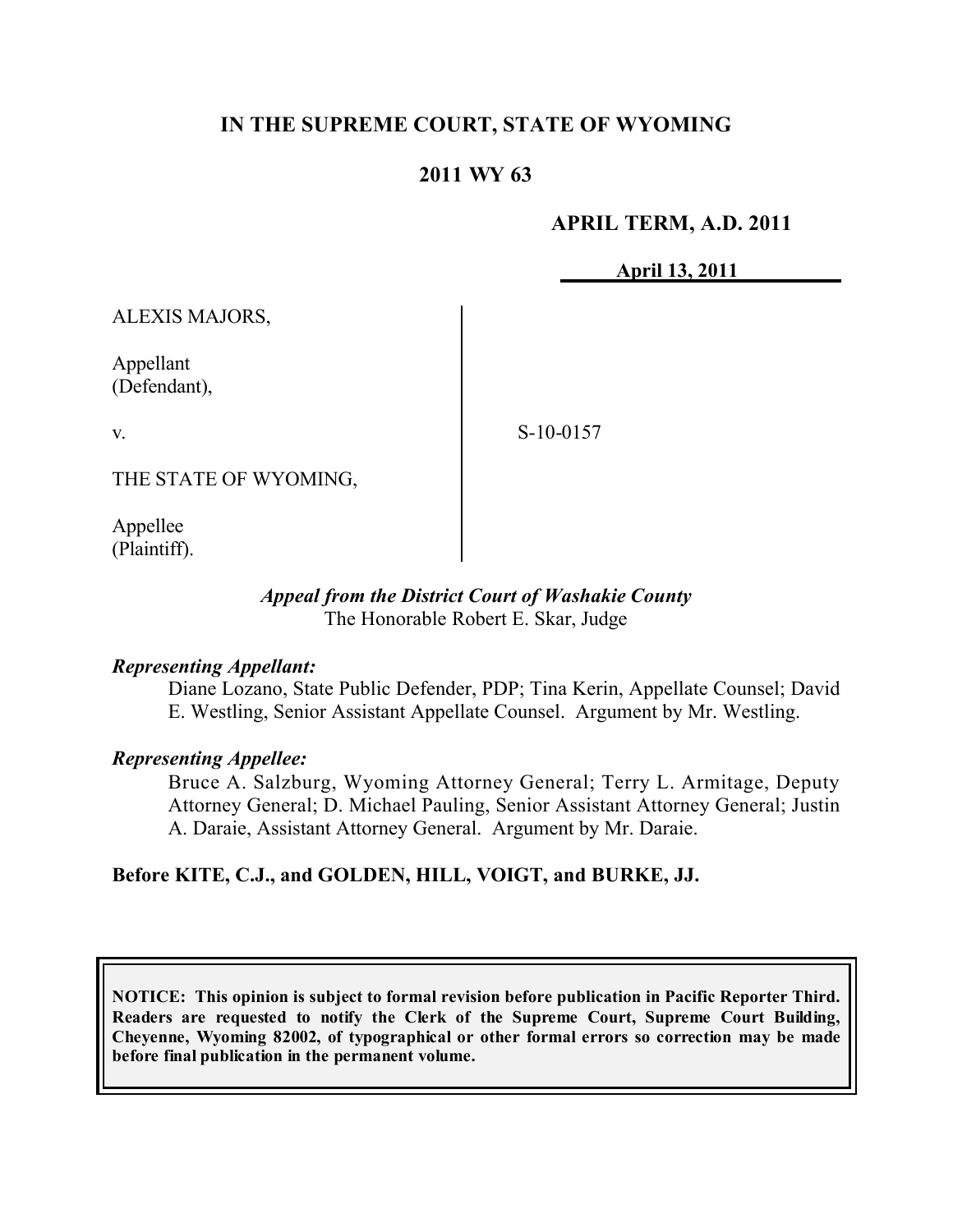# IN THE SUPREME COURT, STATE OF WYOMING

## 2011 WY 63

**APRIL TERM, A.D. 2011**

**April 13, 2011**

ALEXIS MAJORS,

Appellant
(Defendant),

v.

THE STATE OF WYOMING,

Appellee
(Plaintiff).

S-10-0157

*Appeal from the District Court of Washakie County*
The Honorable Robert E. Skar, Judge

***Representing Appellant:***
Diane Lozano, State Public Defender, PDP; Tina Kerin, Appellate Counsel; David E. Westling, Senior Assistant Appellate Counsel. Argument by Mr. Westling.

***Representing Appellee:***
Bruce A. Salzburg, Wyoming Attorney General; Terry L. Armitage, Deputy Attorney General; D. Michael Pauling, Senior Assistant Attorney General; Justin A. Daraie, Assistant Attorney General. Argument by Mr. Daraie.

**Before KITE, C.J., and GOLDEN, HILL, VOIGT, and BURKE, JJ.**

**NOTICE: This opinion is subject to formal revision before publication in Pacific Reporter Third. Readers are requested to notify the Clerk of the Supreme Court, Supreme Court Building, Cheyenne, Wyoming 82002, of typographical or other formal errors so correction may be made before final publication in the permanent volume.**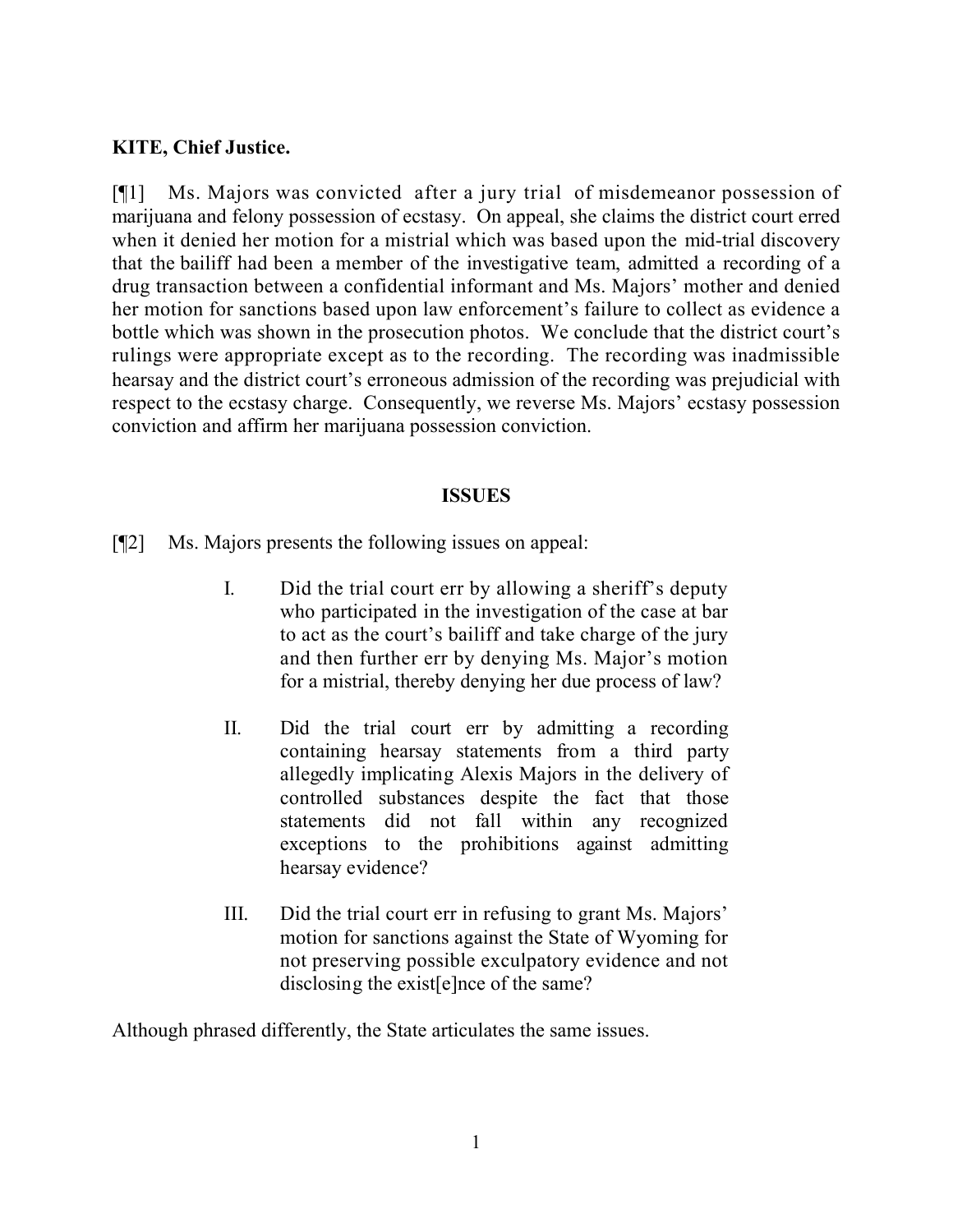**KITE, Chief Justice.**

[¶1] Ms. Majors was convicted after a jury trial of misdemeanor possession of marijuana and felony possession of ecstasy. On appeal, she claims the district court erred when it denied her motion for a mistrial which was based upon the mid-trial discovery that the bailiff had been a member of the investigative team, admitted a recording of a drug transaction between a confidential informant and Ms. Majors' mother and denied her motion for sanctions based upon law enforcement's failure to collect as evidence a bottle which was shown in the prosecution photos. We conclude that the district court's rulings were appropriate except as to the recording. The recording was inadmissible hearsay and the district court's erroneous admission of the recording was prejudicial with respect to the ecstasy charge. Consequently, we reverse Ms. Majors' ecstasy possession conviction and affirm her marijuana possession conviction.

## ISSUES

[¶2] Ms. Majors presents the following issues on appeal:

> I. Did the trial court err by allowing a sheriff's deputy who participated in the investigation of the case at bar to act as the court's bailiff and take charge of the jury and then further err by denying Ms. Major's motion for a mistrial, thereby denying her due process of law?
>
> II. Did the trial court err by admitting a recording containing hearsay statements from a third party allegedly implicating Alexis Majors in the delivery of controlled substances despite the fact that those statements did not fall within any recognized exceptions to the prohibitions against admitting hearsay evidence?
>
> III. Did the trial court err in refusing to grant Ms. Majors' motion for sanctions against the State of Wyoming for not preserving possible exculpatory evidence and not disclosing the exist[e]nce of the same?

Although phrased differently, the State articulates the same issues.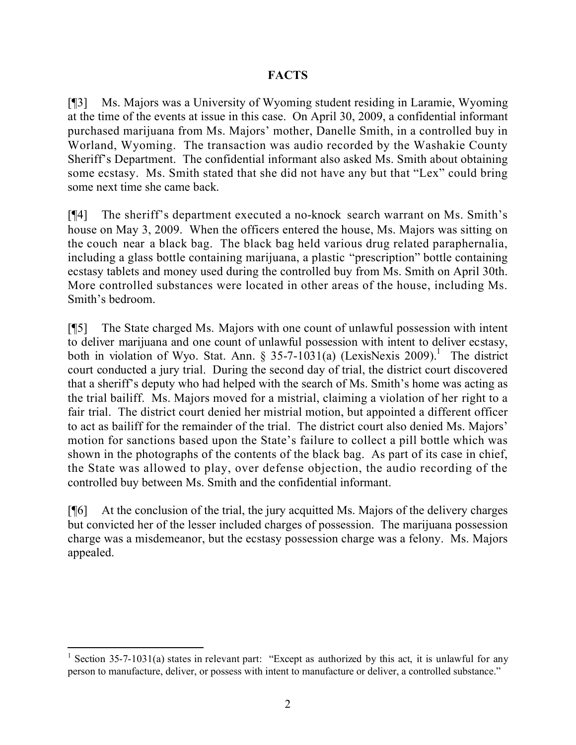## FACTS

[¶3] Ms. Majors was a University of Wyoming student residing in Laramie, Wyoming at the time of the events at issue in this case. On April 30, 2009, a confidential informant purchased marijuana from Ms. Majors' mother, Danelle Smith, in a controlled buy in Worland, Wyoming. The transaction was audio recorded by the Washakie County Sheriff's Department. The confidential informant also asked Ms. Smith about obtaining some ecstasy. Ms. Smith stated that she did not have any but that "Lex" could bring some next time she came back.

[¶4] The sheriff's department executed a no-knock search warrant on Ms. Smith's house on May 3, 2009. When the officers entered the house, Ms. Majors was sitting on the couch near a black bag. The black bag held various drug related paraphernalia, including a glass bottle containing marijuana, a plastic "prescription" bottle containing ecstasy tablets and money used during the controlled buy from Ms. Smith on April 30th. More controlled substances were located in other areas of the house, including Ms. Smith's bedroom.

[¶5] The State charged Ms. Majors with one count of unlawful possession with intent to deliver marijuana and one count of unlawful possession with intent to deliver ecstasy, both in violation of Wyo. Stat. Ann. § 35-7-1031(a) (LexisNexis 2009).[1] The district court conducted a jury trial. During the second day of trial, the district court discovered that a sheriff's deputy who had helped with the search of Ms. Smith's home was acting as the trial bailiff. Ms. Majors moved for a mistrial, claiming a violation of her right to a fair trial. The district court denied her mistrial motion, but appointed a different officer to act as bailiff for the remainder of the trial. The district court also denied Ms. Majors' motion for sanctions based upon the State's failure to collect a pill bottle which was shown in the photographs of the contents of the black bag. As part of its case in chief, the State was allowed to play, over defense objection, the audio recording of the controlled buy between Ms. Smith and the confidential informant.

[¶6] At the conclusion of the trial, the jury acquitted Ms. Majors of the delivery charges but convicted her of the lesser included charges of possession. The marijuana possession charge was a misdemeanor, but the ecstasy possession charge was a felony. Ms. Majors appealed.

---

[1] Section 35-7-1031(a) states in relevant part: "Except as authorized by this act, it is unlawful for any person to manufacture, deliver, or possess with intent to manufacture or deliver, a controlled substance."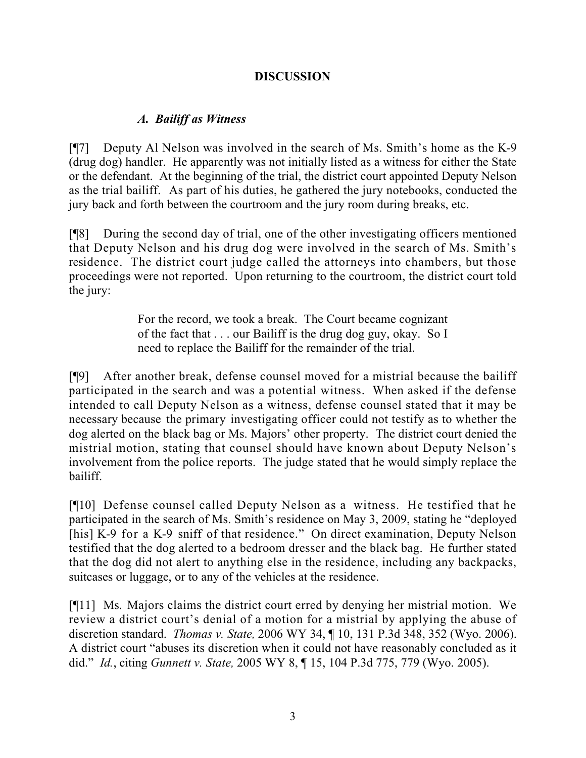## DISCUSSION

### *A. Bailiff as Witness*

[¶7] Deputy Al Nelson was involved in the search of Ms. Smith's home as the K-9 (drug dog) handler. He apparently was not initially listed as a witness for either the State or the defendant. At the beginning of the trial, the district court appointed Deputy Nelson as the trial bailiff. As part of his duties, he gathered the jury notebooks, conducted the jury back and forth between the courtroom and the jury room during breaks, etc.

[¶8] During the second day of trial, one of the other investigating officers mentioned that Deputy Nelson and his drug dog were involved in the search of Ms. Smith's residence. The district court judge called the attorneys into chambers, but those proceedings were not reported. Upon returning to the courtroom, the district court told the jury:

> For the record, we took a break. The Court became cognizant of the fact that . . . our Bailiff is the drug dog guy, okay. So I need to replace the Bailiff for the remainder of the trial.

[¶9] After another break, defense counsel moved for a mistrial because the bailiff participated in the search and was a potential witness. When asked if the defense intended to call Deputy Nelson as a witness, defense counsel stated that it may be necessary because the primary investigating officer could not testify as to whether the dog alerted on the black bag or Ms. Majors' other property. The district court denied the mistrial motion, stating that counsel should have known about Deputy Nelson's involvement from the police reports. The judge stated that he would simply replace the bailiff.

[¶10] Defense counsel called Deputy Nelson as a witness. He testified that he participated in the search of Ms. Smith's residence on May 3, 2009, stating he "deployed [his] K-9 for a K-9 sniff of that residence." On direct examination, Deputy Nelson testified that the dog alerted to a bedroom dresser and the black bag. He further stated that the dog did not alert to anything else in the residence, including any backpacks, suitcases or luggage, or to any of the vehicles at the residence.

[¶11] Ms. Majors claims the district court erred by denying her mistrial motion. We review a district court's denial of a motion for a mistrial by applying the abuse of discretion standard. *Thomas v. State,* 2006 WY 34, ¶ 10, 131 P.3d 348, 352 (Wyo. 2006). A district court "abuses its discretion when it could not have reasonably concluded as it did." *Id.*, citing *Gunnett v. State,* 2005 WY 8, ¶ 15, 104 P.3d 775, 779 (Wyo. 2005).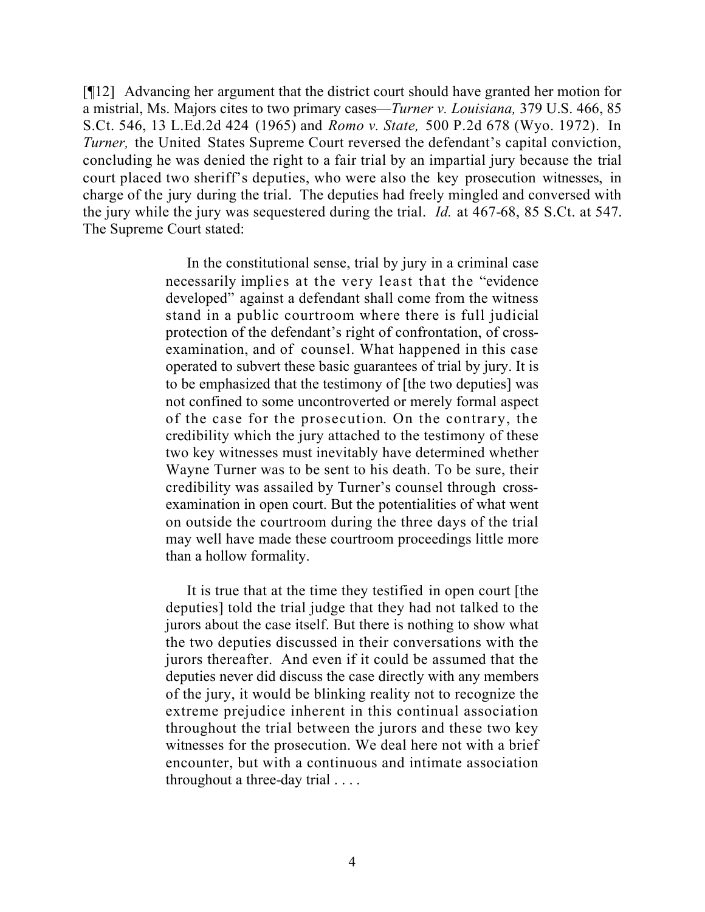[¶12] Advancing her argument that the district court should have granted her motion for a mistrial, Ms. Majors cites to two primary cases—*Turner v. Louisiana,* 379 U.S. 466, 85 S.Ct. 546, 13 L.Ed.2d 424 (1965) and *Romo v. State,* 500 P.2d 678 (Wyo. 1972). In *Turner,* the United States Supreme Court reversed the defendant's capital conviction, concluding he was denied the right to a fair trial by an impartial jury because the trial court placed two sheriff's deputies, who were also the key prosecution witnesses, in charge of the jury during the trial. The deputies had freely mingled and conversed with the jury while the jury was sequestered during the trial. *Id.* at 467-68, 85 S.Ct. at 547. The Supreme Court stated:

> In the constitutional sense, trial by jury in a criminal case necessarily implies at the very least that the "evidence developed" against a defendant shall come from the witness stand in a public courtroom where there is full judicial protection of the defendant's right of confrontation, of cross-examination, and of counsel. What happened in this case operated to subvert these basic guarantees of trial by jury. It is to be emphasized that the testimony of [the two deputies] was not confined to some uncontroverted or merely formal aspect of the case for the prosecution. On the contrary, the credibility which the jury attached to the testimony of these two key witnesses must inevitably have determined whether Wayne Turner was to be sent to his death. To be sure, their credibility was assailed by Turner's counsel through cross-examination in open court. But the potentialities of what went on outside the courtroom during the three days of the trial may well have made these courtroom proceedings little more than a hollow formality.
>
> It is true that at the time they testified in open court [the deputies] told the trial judge that they had not talked to the jurors about the case itself. But there is nothing to show what the two deputies discussed in their conversations with the jurors thereafter. And even if it could be assumed that the deputies never did discuss the case directly with any members of the jury, it would be blinking reality not to recognize the extreme prejudice inherent in this continual association throughout the trial between the jurors and these two key witnesses for the prosecution. We deal here not with a brief encounter, but with a continuous and intimate association throughout a three-day trial . . . .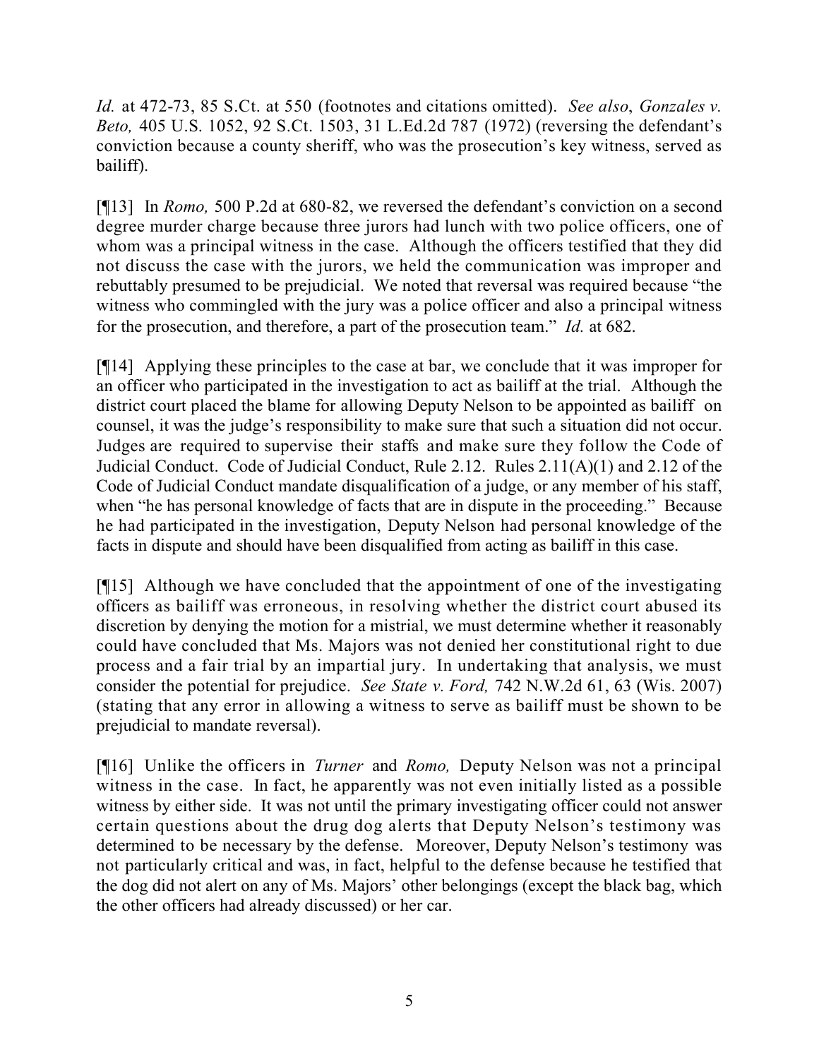*Id.* at 472-73, 85 S.Ct. at 550 (footnotes and citations omitted). *See also*, *Gonzales v. Beto,* 405 U.S. 1052, 92 S.Ct. 1503, 31 L.Ed.2d 787 (1972) (reversing the defendant's conviction because a county sheriff, who was the prosecution's key witness, served as bailiff).

[¶13] In *Romo,* 500 P.2d at 680-82, we reversed the defendant's conviction on a second degree murder charge because three jurors had lunch with two police officers, one of whom was a principal witness in the case. Although the officers testified that they did not discuss the case with the jurors, we held the communication was improper and rebuttably presumed to be prejudicial. We noted that reversal was required because "the witness who commingled with the jury was a police officer and also a principal witness for the prosecution, and therefore, a part of the prosecution team." *Id.* at 682.

[¶14] Applying these principles to the case at bar, we conclude that it was improper for an officer who participated in the investigation to act as bailiff at the trial. Although the district court placed the blame for allowing Deputy Nelson to be appointed as bailiff on counsel, it was the judge's responsibility to make sure that such a situation did not occur. Judges are required to supervise their staffs and make sure they follow the Code of Judicial Conduct. Code of Judicial Conduct, Rule 2.12. Rules 2.11(A)(1) and 2.12 of the Code of Judicial Conduct mandate disqualification of a judge, or any member of his staff, when "he has personal knowledge of facts that are in dispute in the proceeding." Because he had participated in the investigation, Deputy Nelson had personal knowledge of the facts in dispute and should have been disqualified from acting as bailiff in this case.

[¶15] Although we have concluded that the appointment of one of the investigating officers as bailiff was erroneous, in resolving whether the district court abused its discretion by denying the motion for a mistrial, we must determine whether it reasonably could have concluded that Ms. Majors was not denied her constitutional right to due process and a fair trial by an impartial jury. In undertaking that analysis, we must consider the potential for prejudice. *See State v. Ford,* 742 N.W.2d 61, 63 (Wis. 2007) (stating that any error in allowing a witness to serve as bailiff must be shown to be prejudicial to mandate reversal).

[¶16] Unlike the officers in *Turner* and *Romo,* Deputy Nelson was not a principal witness in the case. In fact, he apparently was not even initially listed as a possible witness by either side. It was not until the primary investigating officer could not answer certain questions about the drug dog alerts that Deputy Nelson's testimony was determined to be necessary by the defense. Moreover, Deputy Nelson's testimony was not particularly critical and was, in fact, helpful to the defense because he testified that the dog did not alert on any of Ms. Majors' other belongings (except the black bag, which the other officers had already discussed) or her car.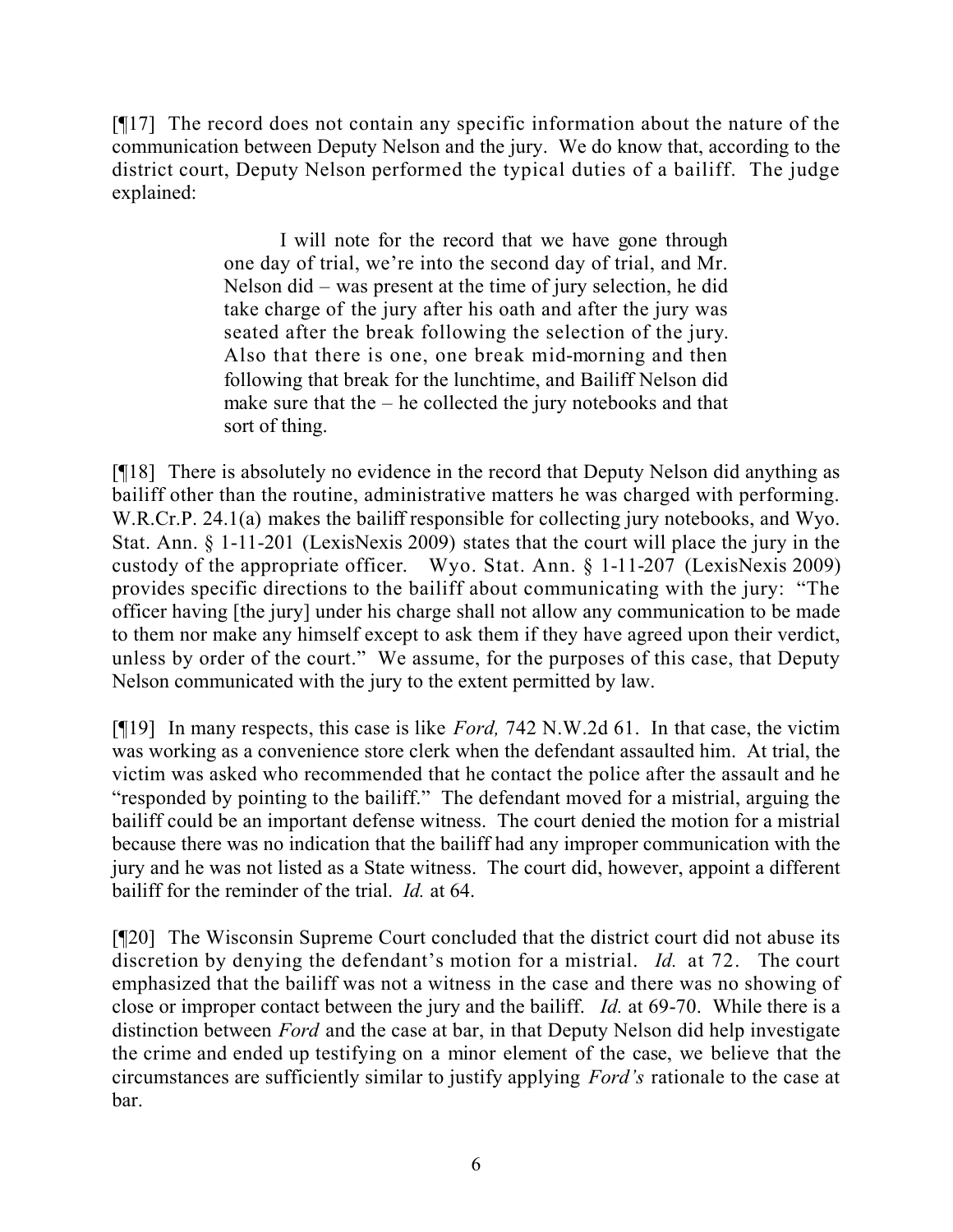[¶17] The record does not contain any specific information about the nature of the communication between Deputy Nelson and the jury. We do know that, according to the district court, Deputy Nelson performed the typical duties of a bailiff. The judge explained:

> I will note for the record that we have gone through one day of trial, we're into the second day of trial, and Mr. Nelson did – was present at the time of jury selection, he did take charge of the jury after his oath and after the jury was seated after the break following the selection of the jury. Also that there is one, one break mid-morning and then following that break for the lunchtime, and Bailiff Nelson did make sure that the – he collected the jury notebooks and that sort of thing.

[¶18] There is absolutely no evidence in the record that Deputy Nelson did anything as bailiff other than the routine, administrative matters he was charged with performing. W.R.Cr.P. 24.1(a) makes the bailiff responsible for collecting jury notebooks, and Wyo. Stat. Ann. § 1-11-201 (LexisNexis 2009) states that the court will place the jury in the custody of the appropriate officer. Wyo. Stat. Ann. § 1-11-207 (LexisNexis 2009) provides specific directions to the bailiff about communicating with the jury: "The officer having [the jury] under his charge shall not allow any communication to be made to them nor make any himself except to ask them if they have agreed upon their verdict, unless by order of the court." We assume, for the purposes of this case, that Deputy Nelson communicated with the jury to the extent permitted by law.

[¶19] In many respects, this case is like *Ford,* 742 N.W.2d 61. In that case, the victim was working as a convenience store clerk when the defendant assaulted him. At trial, the victim was asked who recommended that he contact the police after the assault and he "responded by pointing to the bailiff." The defendant moved for a mistrial, arguing the bailiff could be an important defense witness. The court denied the motion for a mistrial because there was no indication that the bailiff had any improper communication with the jury and he was not listed as a State witness. The court did, however, appoint a different bailiff for the reminder of the trial. *Id.* at 64.

[¶20] The Wisconsin Supreme Court concluded that the district court did not abuse its discretion by denying the defendant's motion for a mistrial. *Id.* at 72. The court emphasized that the bailiff was not a witness in the case and there was no showing of close or improper contact between the jury and the bailiff. *Id.* at 69-70. While there is a distinction between *Ford* and the case at bar, in that Deputy Nelson did help investigate the crime and ended up testifying on a minor element of the case, we believe that the circumstances are sufficiently similar to justify applying *Ford's* rationale to the case at bar.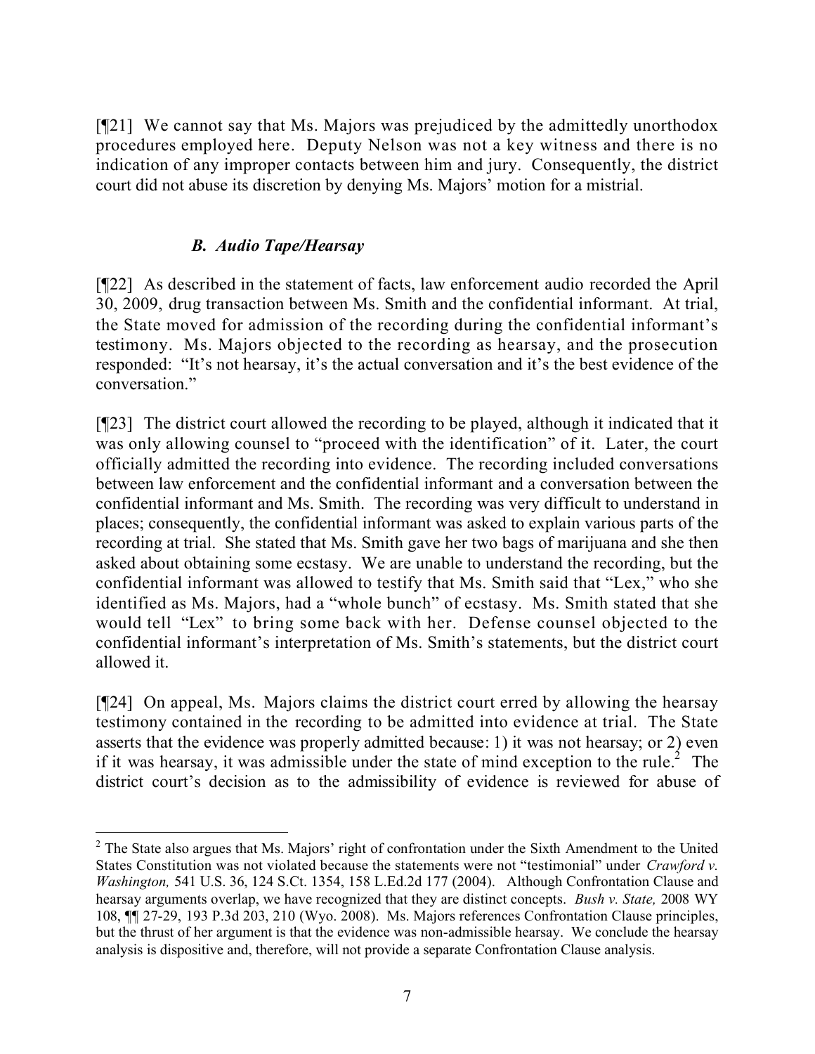[¶21] We cannot say that Ms. Majors was prejudiced by the admittedly unorthodox procedures employed here. Deputy Nelson was not a key witness and there is no indication of any improper contacts between him and jury. Consequently, the district court did not abuse its discretion by denying Ms. Majors' motion for a mistrial.

### *B. Audio Tape/Hearsay*

[¶22] As described in the statement of facts, law enforcement audio recorded the April 30, 2009, drug transaction between Ms. Smith and the confidential informant. At trial, the State moved for admission of the recording during the confidential informant's testimony. Ms. Majors objected to the recording as hearsay, and the prosecution responded: "It's not hearsay, it's the actual conversation and it's the best evidence of the conversation."

[¶23] The district court allowed the recording to be played, although it indicated that it was only allowing counsel to "proceed with the identification" of it. Later, the court officially admitted the recording into evidence. The recording included conversations between law enforcement and the confidential informant and a conversation between the confidential informant and Ms. Smith. The recording was very difficult to understand in places; consequently, the confidential informant was asked to explain various parts of the recording at trial. She stated that Ms. Smith gave her two bags of marijuana and she then asked about obtaining some ecstasy. We are unable to understand the recording, but the confidential informant was allowed to testify that Ms. Smith said that "Lex," who she identified as Ms. Majors, had a "whole bunch" of ecstasy. Ms. Smith stated that she would tell "Lex" to bring some back with her. Defense counsel objected to the confidential informant's interpretation of Ms. Smith's statements, but the district court allowed it.

[¶24] On appeal, Ms. Majors claims the district court erred by allowing the hearsay testimony contained in the recording to be admitted into evidence at trial. The State asserts that the evidence was properly admitted because: 1) it was not hearsay; or 2) even if it was hearsay, it was admissible under the state of mind exception to the rule.[2] The district court's decision as to the admissibility of evidence is reviewed for abuse of

---

[2] The State also argues that Ms. Majors' right of confrontation under the Sixth Amendment to the United States Constitution was not violated because the statements were not "testimonial" under *Crawford v. Washington,* 541 U.S. 36, 124 S.Ct. 1354, 158 L.Ed.2d 177 (2004). Although Confrontation Clause and hearsay arguments overlap, we have recognized that they are distinct concepts. *Bush v. State,* 2008 WY 108, ¶¶ 27-29, 193 P.3d 203, 210 (Wyo. 2008). Ms. Majors references Confrontation Clause principles, but the thrust of her argument is that the evidence was non-admissible hearsay. We conclude the hearsay analysis is dispositive and, therefore, will not provide a separate Confrontation Clause analysis.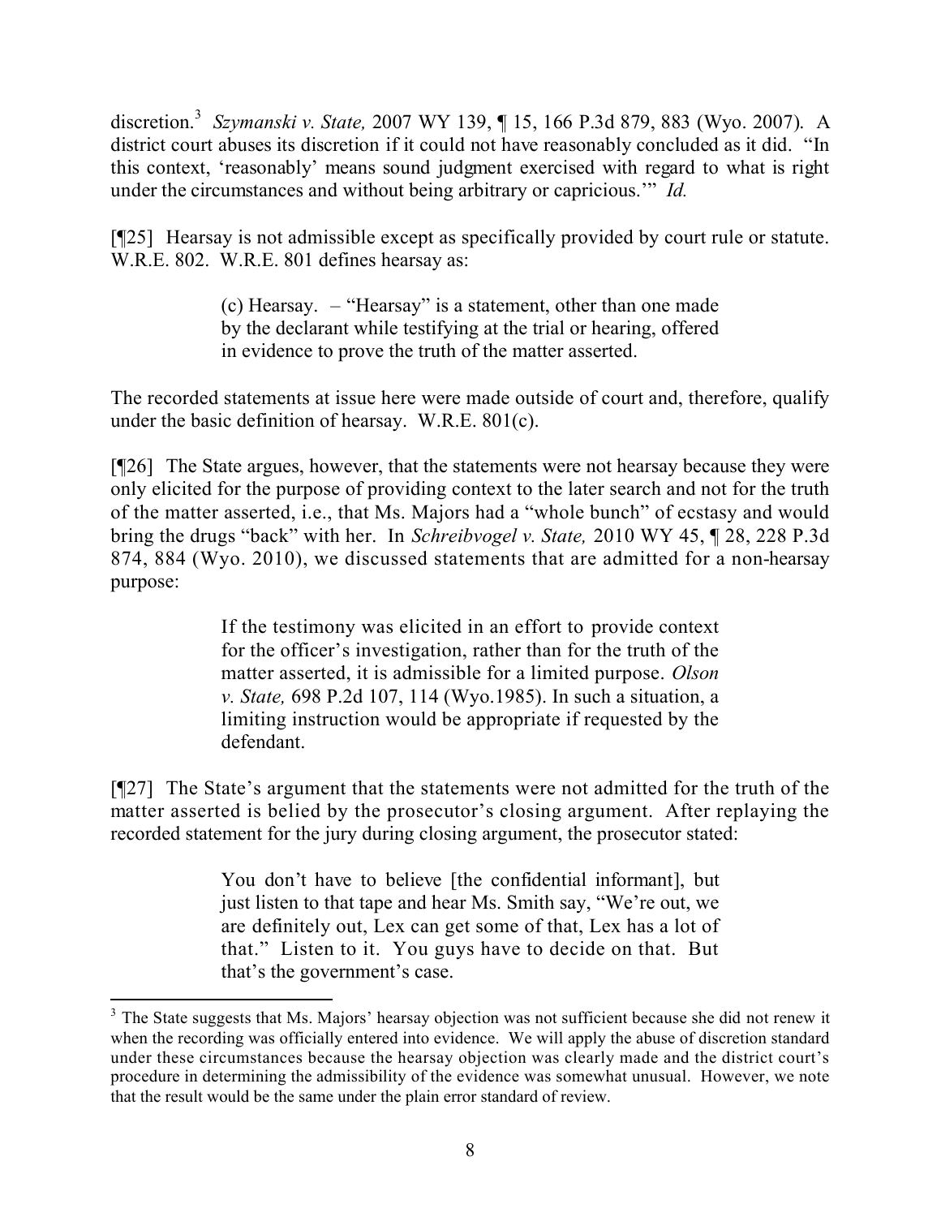discretion.[3] *Szymanski v. State,* 2007 WY 139, ¶ 15, 166 P.3d 879, 883 (Wyo. 2007). A district court abuses its discretion if it could not have reasonably concluded as it did. "In this context, 'reasonably' means sound judgment exercised with regard to what is right under the circumstances and without being arbitrary or capricious.'" *Id.*

[¶25] Hearsay is not admissible except as specifically provided by court rule or statute. W.R.E. 802. W.R.E. 801 defines hearsay as:

> (c) Hearsay. – "Hearsay" is a statement, other than one made by the declarant while testifying at the trial or hearing, offered in evidence to prove the truth of the matter asserted.

The recorded statements at issue here were made outside of court and, therefore, qualify under the basic definition of hearsay. W.R.E. 801(c).

[¶26] The State argues, however, that the statements were not hearsay because they were only elicited for the purpose of providing context to the later search and not for the truth of the matter asserted, i.e., that Ms. Majors had a "whole bunch" of ecstasy and would bring the drugs "back" with her. In *Schreibvogel v. State,* 2010 WY 45, ¶ 28, 228 P.3d 874, 884 (Wyo. 2010), we discussed statements that are admitted for a non-hearsay purpose:

> If the testimony was elicited in an effort to provide context for the officer's investigation, rather than for the truth of the matter asserted, it is admissible for a limited purpose. *Olson v. State,* 698 P.2d 107, 114 (Wyo.1985). In such a situation, a limiting instruction would be appropriate if requested by the defendant.

[¶27] The State's argument that the statements were not admitted for the truth of the matter asserted is belied by the prosecutor's closing argument. After replaying the recorded statement for the jury during closing argument, the prosecutor stated:

> You don't have to believe [the confidential informant], but just listen to that tape and hear Ms. Smith say, "We're out, we are definitely out, Lex can get some of that, Lex has a lot of that." Listen to it. You guys have to decide on that. But that's the government's case.

---

[3] The State suggests that Ms. Majors' hearsay objection was not sufficient because she did not renew it when the recording was officially entered into evidence. We will apply the abuse of discretion standard under these circumstances because the hearsay objection was clearly made and the district court's procedure in determining the admissibility of the evidence was somewhat unusual. However, we note that the result would be the same under the plain error standard of review.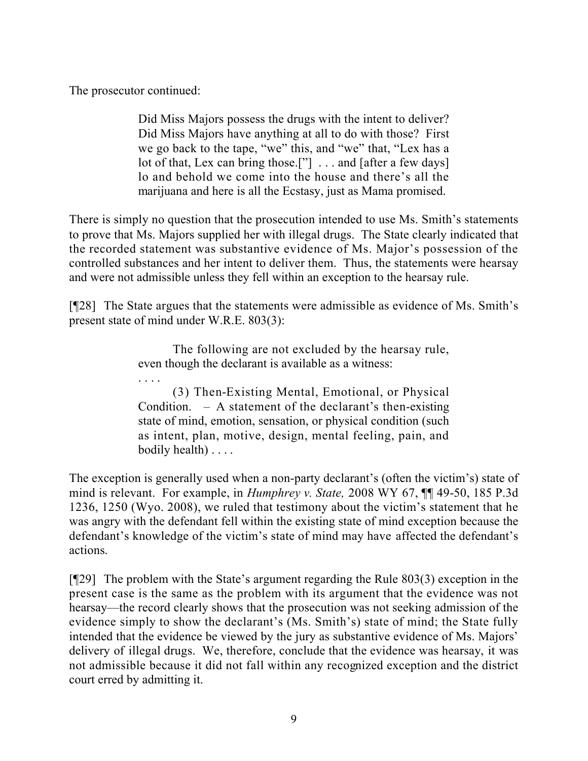The prosecutor continued:

> Did Miss Majors possess the drugs with the intent to deliver? Did Miss Majors have anything at all to do with those? First we go back to the tape, "we" this, and "we" that, "Lex has a lot of that, Lex can bring those.["] . . . and [after a few days] lo and behold we come into the house and there's all the marijuana and here is all the Ecstasy, just as Mama promised.

There is simply no question that the prosecution intended to use Ms. Smith's statements to prove that Ms. Majors supplied her with illegal drugs. The State clearly indicated that the recorded statement was substantive evidence of Ms. Major's possession of the controlled substances and her intent to deliver them. Thus, the statements were hearsay and were not admissible unless they fell within an exception to the hearsay rule.

[¶28] The State argues that the statements were admissible as evidence of Ms. Smith's present state of mind under W.R.E. 803(3):

> The following are not excluded by the hearsay rule, even though the declarant is available as a witness:
>
> . . . .
>
> (3) Then-Existing Mental, Emotional, or Physical Condition. – A statement of the declarant's then-existing state of mind, emotion, sensation, or physical condition (such as intent, plan, motive, design, mental feeling, pain, and bodily health) . . . .

The exception is generally used when a non-party declarant's (often the victim's) state of mind is relevant. For example, in *Humphrey v. State,* 2008 WY 67, ¶¶ 49-50, 185 P.3d 1236, 1250 (Wyo. 2008), we ruled that testimony about the victim's statement that he was angry with the defendant fell within the existing state of mind exception because the defendant's knowledge of the victim's state of mind may have affected the defendant's actions.

[¶29] The problem with the State's argument regarding the Rule 803(3) exception in the present case is the same as the problem with its argument that the evidence was not hearsay—the record clearly shows that the prosecution was not seeking admission of the evidence simply to show the declarant's (Ms. Smith's) state of mind; the State fully intended that the evidence be viewed by the jury as substantive evidence of Ms. Majors' delivery of illegal drugs. We, therefore, conclude that the evidence was hearsay, it was not admissible because it did not fall within any recognized exception and the district court erred by admitting it.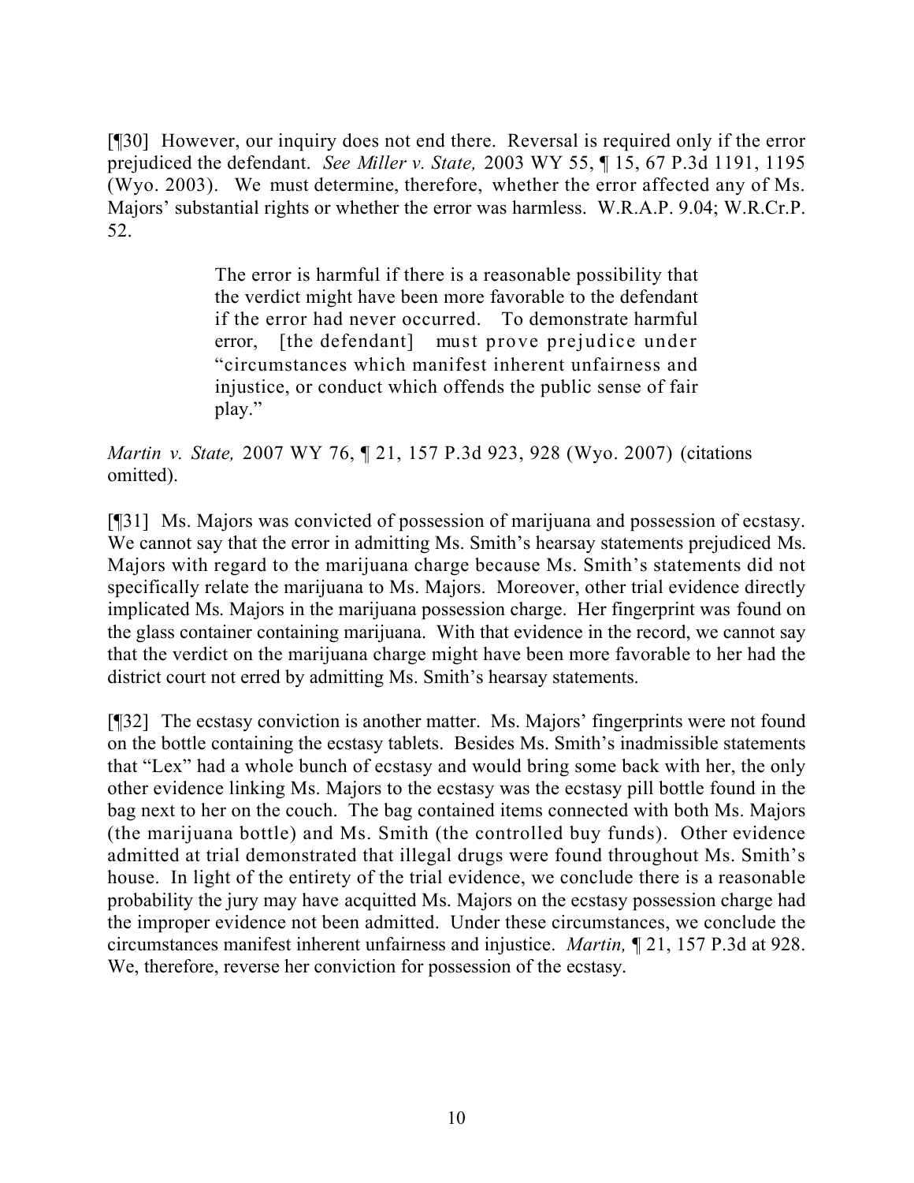[¶30] However, our inquiry does not end there. Reversal is required only if the error prejudiced the defendant. *See Miller v. State,* 2003 WY 55, ¶ 15, 67 P.3d 1191, 1195 (Wyo. 2003). We must determine, therefore, whether the error affected any of Ms. Majors' substantial rights or whether the error was harmless. W.R.A.P. 9.04; W.R.Cr.P. 52.

> The error is harmful if there is a reasonable possibility that the verdict might have been more favorable to the defendant if the error had never occurred. To demonstrate harmful error, [the defendant] must prove prejudice under "circumstances which manifest inherent unfairness and injustice, or conduct which offends the public sense of fair play."

*Martin v. State,* 2007 WY 76, ¶ 21, 157 P.3d 923, 928 (Wyo. 2007) (citations omitted).

[¶31] Ms. Majors was convicted of possession of marijuana and possession of ecstasy. We cannot say that the error in admitting Ms. Smith's hearsay statements prejudiced Ms. Majors with regard to the marijuana charge because Ms. Smith's statements did not specifically relate the marijuana to Ms. Majors. Moreover, other trial evidence directly implicated Ms. Majors in the marijuana possession charge. Her fingerprint was found on the glass container containing marijuana. With that evidence in the record, we cannot say that the verdict on the marijuana charge might have been more favorable to her had the district court not erred by admitting Ms. Smith's hearsay statements.

[¶32] The ecstasy conviction is another matter. Ms. Majors' fingerprints were not found on the bottle containing the ecstasy tablets. Besides Ms. Smith's inadmissible statements that "Lex" had a whole bunch of ecstasy and would bring some back with her, the only other evidence linking Ms. Majors to the ecstasy was the ecstasy pill bottle found in the bag next to her on the couch. The bag contained items connected with both Ms. Majors (the marijuana bottle) and Ms. Smith (the controlled buy funds). Other evidence admitted at trial demonstrated that illegal drugs were found throughout Ms. Smith's house. In light of the entirety of the trial evidence, we conclude there is a reasonable probability the jury may have acquitted Ms. Majors on the ecstasy possession charge had the improper evidence not been admitted. Under these circumstances, we conclude the circumstances manifest inherent unfairness and injustice. *Martin,* ¶ 21, 157 P.3d at 928. We, therefore, reverse her conviction for possession of the ecstasy.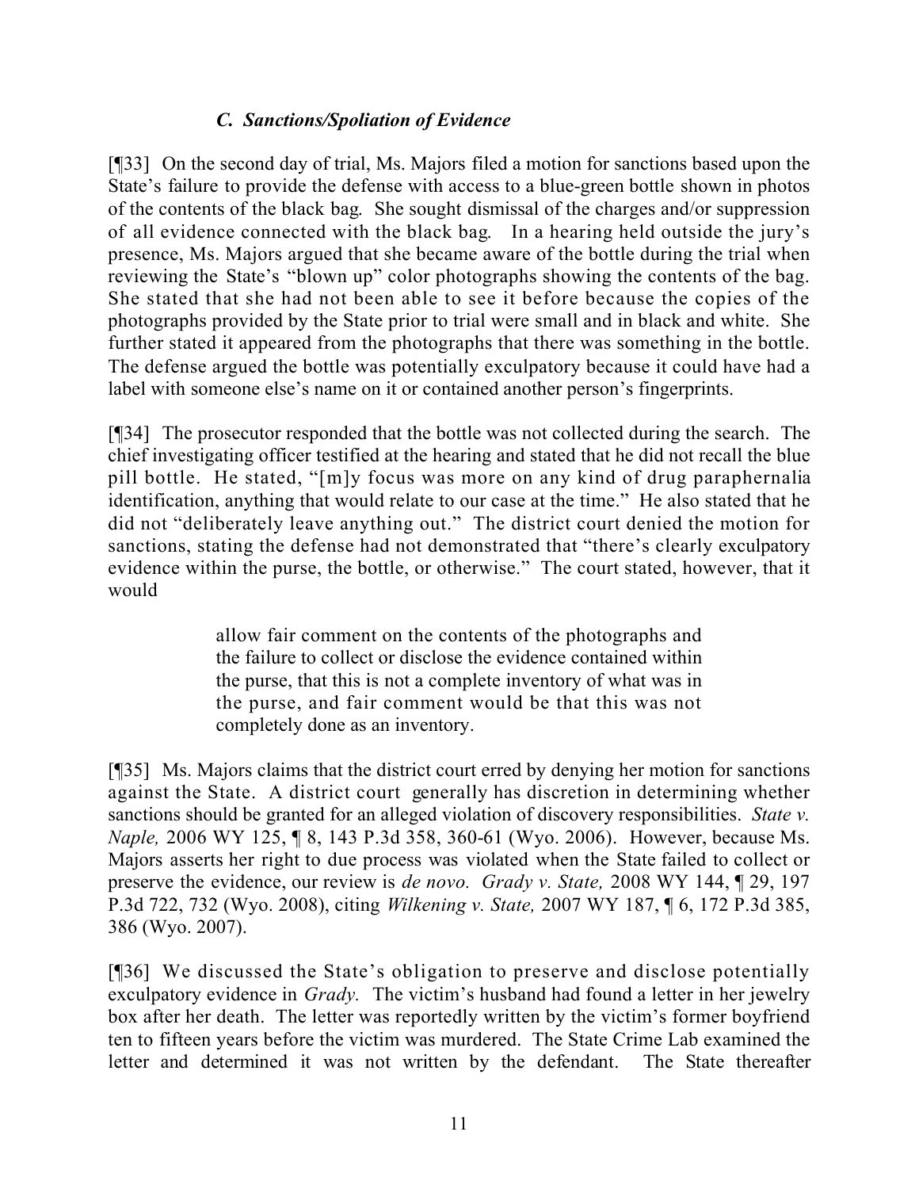### *C. Sanctions/Spoliation of Evidence*

[¶33] On the second day of trial, Ms. Majors filed a motion for sanctions based upon the State's failure to provide the defense with access to a blue-green bottle shown in photos of the contents of the black bag. She sought dismissal of the charges and/or suppression of all evidence connected with the black bag. In a hearing held outside the jury's presence, Ms. Majors argued that she became aware of the bottle during the trial when reviewing the State's "blown up" color photographs showing the contents of the bag. She stated that she had not been able to see it before because the copies of the photographs provided by the State prior to trial were small and in black and white. She further stated it appeared from the photographs that there was something in the bottle. The defense argued the bottle was potentially exculpatory because it could have had a label with someone else's name on it or contained another person's fingerprints.

[¶34] The prosecutor responded that the bottle was not collected during the search. The chief investigating officer testified at the hearing and stated that he did not recall the blue pill bottle. He stated, "[m]y focus was more on any kind of drug paraphernalia identification, anything that would relate to our case at the time." He also stated that he did not "deliberately leave anything out." The district court denied the motion for sanctions, stating the defense had not demonstrated that "there's clearly exculpatory evidence within the purse, the bottle, or otherwise." The court stated, however, that it would

> allow fair comment on the contents of the photographs and the failure to collect or disclose the evidence contained within the purse, that this is not a complete inventory of what was in the purse, and fair comment would be that this was not completely done as an inventory.

[¶35] Ms. Majors claims that the district court erred by denying her motion for sanctions against the State. A district court generally has discretion in determining whether sanctions should be granted for an alleged violation of discovery responsibilities. *State v. Naple,* 2006 WY 125, ¶ 8, 143 P.3d 358, 360-61 (Wyo. 2006). However, because Ms. Majors asserts her right to due process was violated when the State failed to collect or preserve the evidence, our review is *de novo. Grady v. State,* 2008 WY 144, ¶ 29, 197 P.3d 722, 732 (Wyo. 2008), citing *Wilkening v. State,* 2007 WY 187, ¶ 6, 172 P.3d 385, 386 (Wyo. 2007).

[¶36] We discussed the State's obligation to preserve and disclose potentially exculpatory evidence in *Grady.* The victim's husband had found a letter in her jewelry box after her death. The letter was reportedly written by the victim's former boyfriend ten to fifteen years before the victim was murdered. The State Crime Lab examined the letter and determined it was not written by the defendant. The State thereafter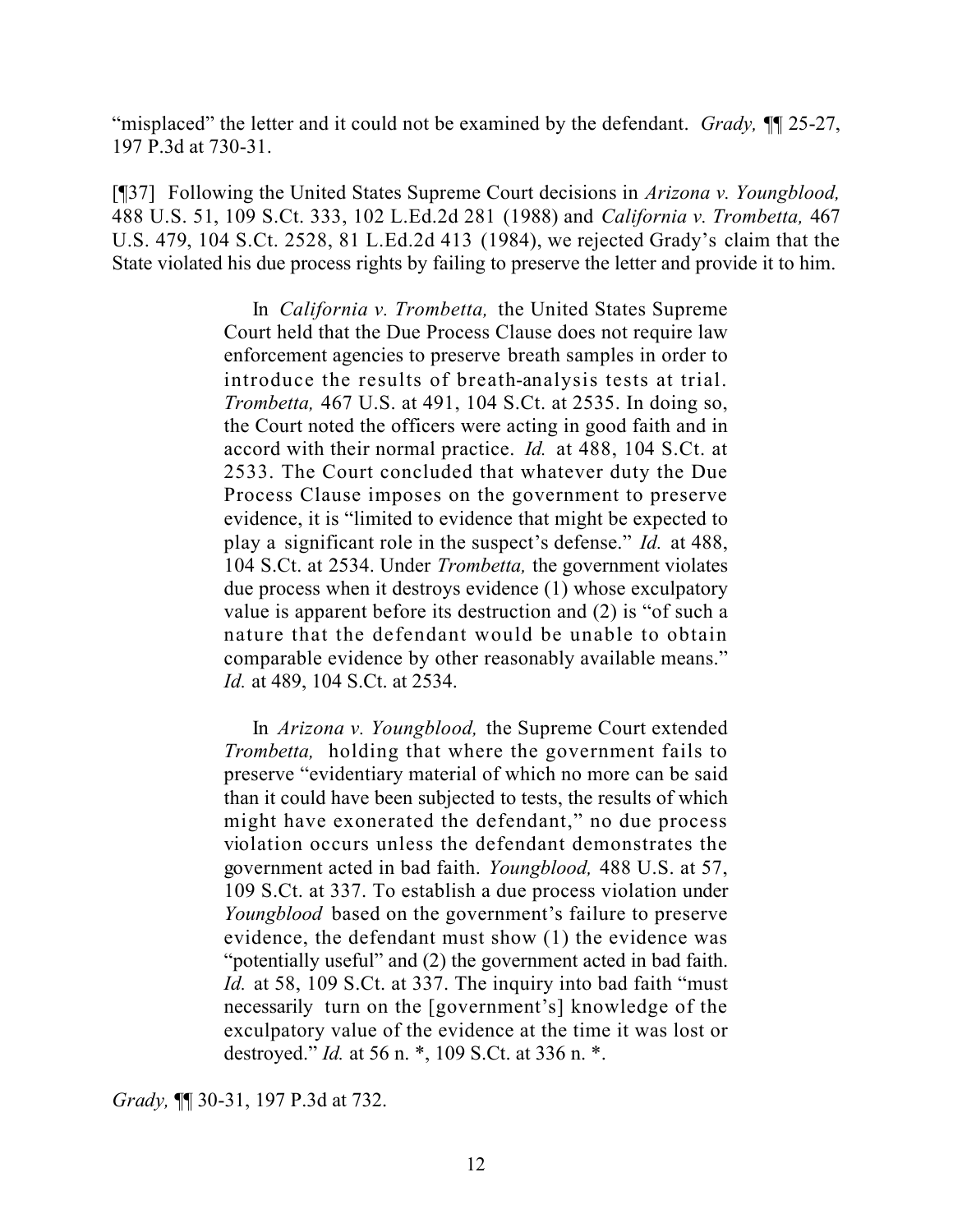"misplaced" the letter and it could not be examined by the defendant. *Grady,* ¶¶ 25-27, 197 P.3d at 730-31.

[¶37] Following the United States Supreme Court decisions in *Arizona v. Youngblood,* 488 U.S. 51, 109 S.Ct. 333, 102 L.Ed.2d 281 (1988) and *California v. Trombetta,* 467 U.S. 479, 104 S.Ct. 2528, 81 L.Ed.2d 413 (1984), we rejected Grady's claim that the State violated his due process rights by failing to preserve the letter and provide it to him.

> In *California v. Trombetta,* the United States Supreme Court held that the Due Process Clause does not require law enforcement agencies to preserve breath samples in order to introduce the results of breath-analysis tests at trial. *Trombetta,* 467 U.S. at 491, 104 S.Ct. at 2535. In doing so, the Court noted the officers were acting in good faith and in accord with their normal practice. *Id.* at 488, 104 S.Ct. at 2533. The Court concluded that whatever duty the Due Process Clause imposes on the government to preserve evidence, it is "limited to evidence that might be expected to play a significant role in the suspect's defense." *Id.* at 488, 104 S.Ct. at 2534. Under *Trombetta,* the government violates due process when it destroys evidence (1) whose exculpatory value is apparent before its destruction and (2) is "of such a nature that the defendant would be unable to obtain comparable evidence by other reasonably available means." *Id.* at 489, 104 S.Ct. at 2534.
>
> In *Arizona v. Youngblood,* the Supreme Court extended *Trombetta,* holding that where the government fails to preserve "evidentiary material of which no more can be said than it could have been subjected to tests, the results of which might have exonerated the defendant," no due process violation occurs unless the defendant demonstrates the government acted in bad faith. *Youngblood,* 488 U.S. at 57, 109 S.Ct. at 337. To establish a due process violation under *Youngblood* based on the government's failure to preserve evidence, the defendant must show (1) the evidence was "potentially useful" and (2) the government acted in bad faith. *Id.* at 58, 109 S.Ct. at 337. The inquiry into bad faith "must necessarily turn on the [government's] knowledge of the exculpatory value of the evidence at the time it was lost or destroyed." *Id.* at 56 n. *, 109 S.Ct. at 336 n. *.

*Grady,* ¶¶ 30-31, 197 P.3d at 732.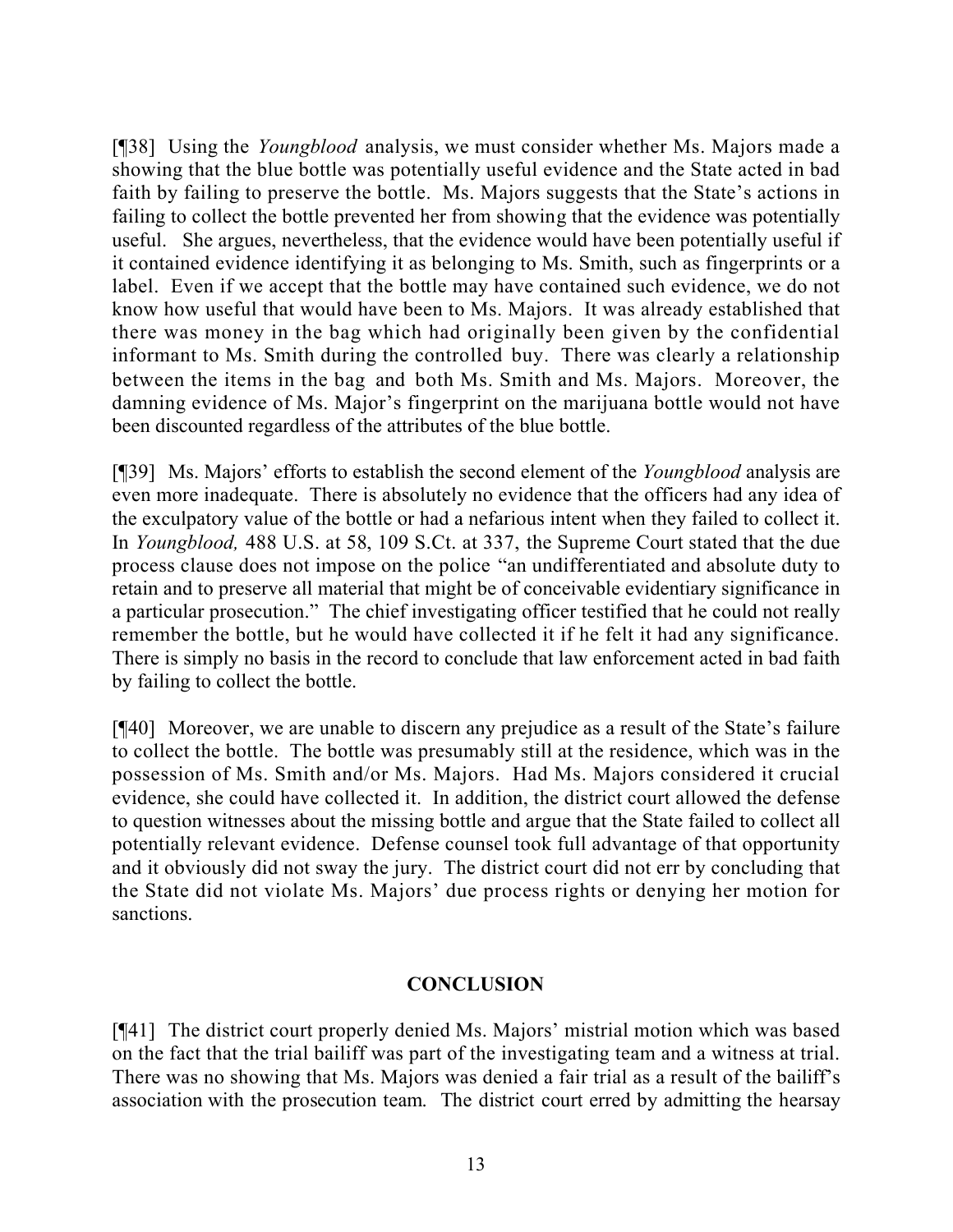[¶38] Using the *Youngblood* analysis, we must consider whether Ms. Majors made a showing that the blue bottle was potentially useful evidence and the State acted in bad faith by failing to preserve the bottle. Ms. Majors suggests that the State's actions in failing to collect the bottle prevented her from showing that the evidence was potentially useful. She argues, nevertheless, that the evidence would have been potentially useful if it contained evidence identifying it as belonging to Ms. Smith, such as fingerprints or a label. Even if we accept that the bottle may have contained such evidence, we do not know how useful that would have been to Ms. Majors. It was already established that there was money in the bag which had originally been given by the confidential informant to Ms. Smith during the controlled buy. There was clearly a relationship between the items in the bag and both Ms. Smith and Ms. Majors. Moreover, the damning evidence of Ms. Major's fingerprint on the marijuana bottle would not have been discounted regardless of the attributes of the blue bottle.

[¶39] Ms. Majors' efforts to establish the second element of the *Youngblood* analysis are even more inadequate. There is absolutely no evidence that the officers had any idea of the exculpatory value of the bottle or had a nefarious intent when they failed to collect it. In *Youngblood,* 488 U.S. at 58, 109 S.Ct. at 337, the Supreme Court stated that the due process clause does not impose on the police "an undifferentiated and absolute duty to retain and to preserve all material that might be of conceivable evidentiary significance in a particular prosecution." The chief investigating officer testified that he could not really remember the bottle, but he would have collected it if he felt it had any significance. There is simply no basis in the record to conclude that law enforcement acted in bad faith by failing to collect the bottle.

[¶40] Moreover, we are unable to discern any prejudice as a result of the State's failure to collect the bottle. The bottle was presumably still at the residence, which was in the possession of Ms. Smith and/or Ms. Majors. Had Ms. Majors considered it crucial evidence, she could have collected it. In addition, the district court allowed the defense to question witnesses about the missing bottle and argue that the State failed to collect all potentially relevant evidence. Defense counsel took full advantage of that opportunity and it obviously did not sway the jury. The district court did not err by concluding that the State did not violate Ms. Majors' due process rights or denying her motion for sanctions.

## CONCLUSION

[¶41] The district court properly denied Ms. Majors' mistrial motion which was based on the fact that the trial bailiff was part of the investigating team and a witness at trial. There was no showing that Ms. Majors was denied a fair trial as a result of the bailiff's association with the prosecution team. The district court erred by admitting the hearsay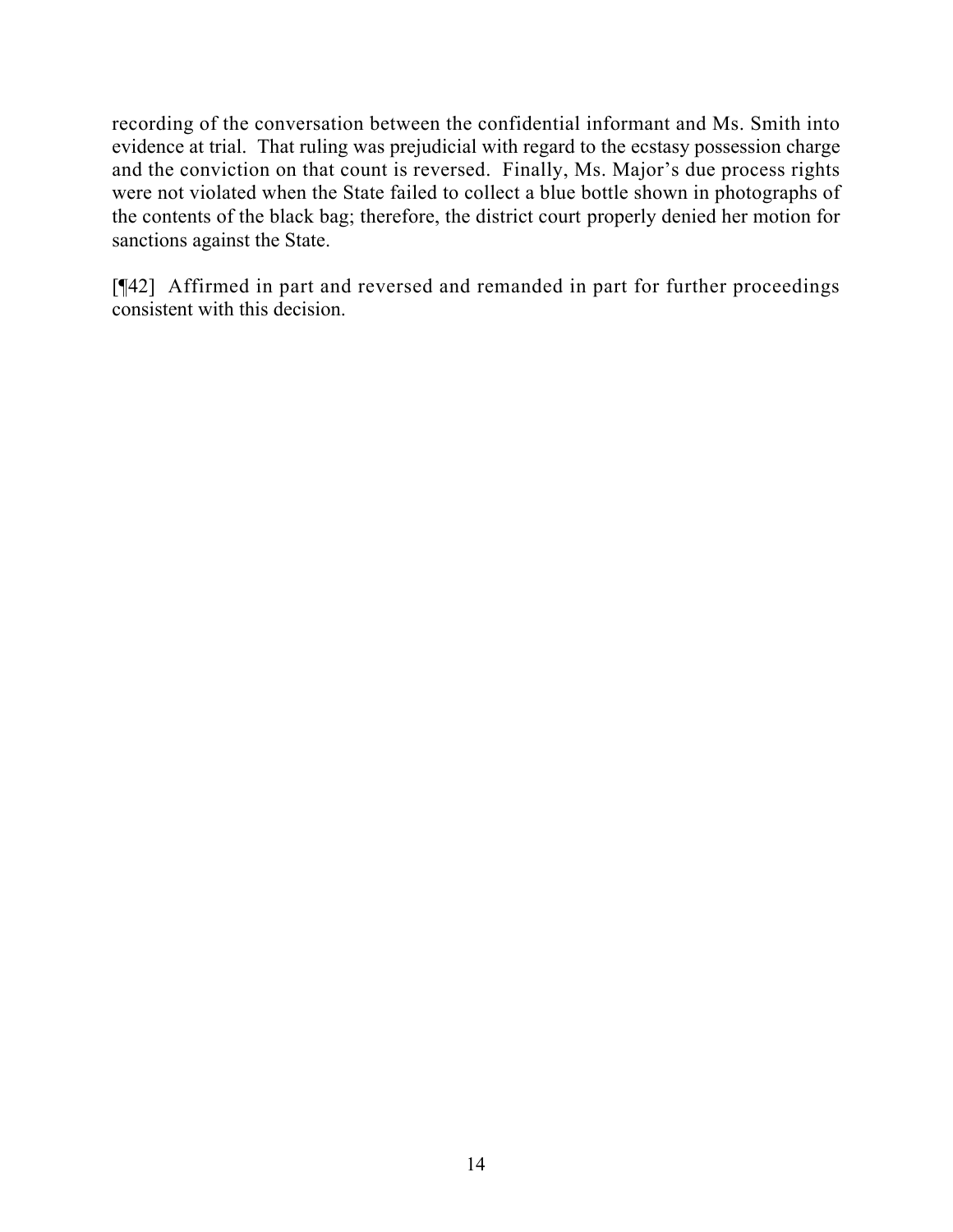recording of the conversation between the confidential informant and Ms. Smith into evidence at trial. That ruling was prejudicial with regard to the ecstasy possession charge and the conviction on that count is reversed. Finally, Ms. Major's due process rights were not violated when the State failed to collect a blue bottle shown in photographs of the contents of the black bag; therefore, the district court properly denied her motion for sanctions against the State.

[¶42] Affirmed in part and reversed and remanded in part for further proceedings consistent with this decision.